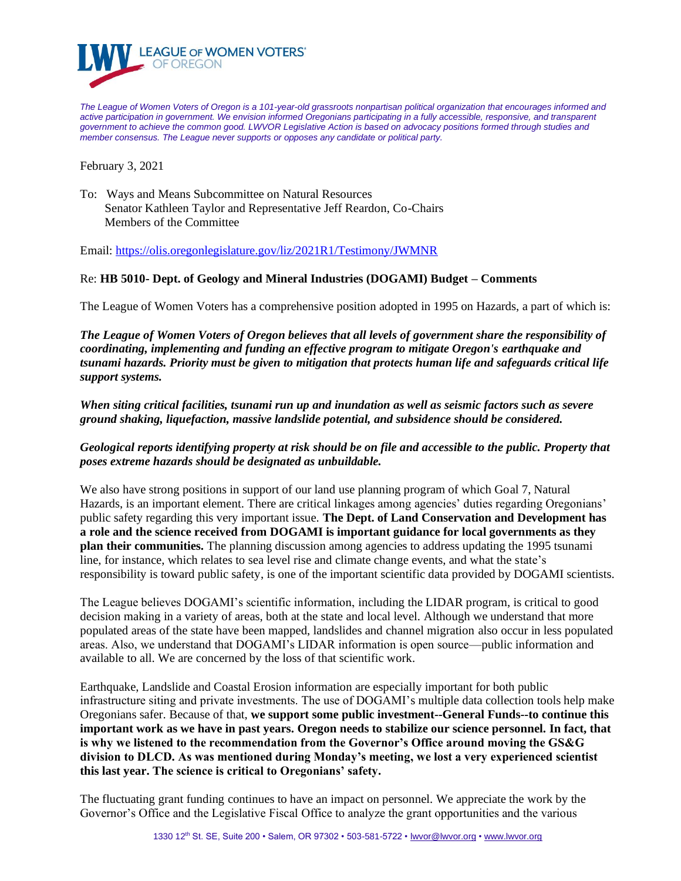**LEAGUE OF WOMEN VOTERS® OF OREGON**

*The League of Women Voters of Oregon is a 101-year-old grassroots nonpartisan political organization that encourages informed and active participation in government. We envision informed Oregonians participating in a fully accessible, responsive, and transparent government to achieve the common good. LWVOR Legislative Action is based on advocacy positions formed through studies and member consensus. The League never supports or opposes any candidate or political party.*

February 3, 2021

To: Ways and Means Subcommittee on Natural Resources
Senator Kathleen Taylor and Representative Jeff Reardon, Co-Chairs
Members of the Committee

Email: https://olis.oregonlegislature.gov/liz/2021R1/Testimony/JWMNR

Re: **HB 5010- Dept. of Geology and Mineral Industries (DOGAMI) Budget – Comments**

The League of Women Voters has a comprehensive position adopted in 1995 on Hazards, a part of which is:

***The League of Women Voters of Oregon believes that all levels of government share the responsibility of coordinating, implementing and funding an effective program to mitigate Oregon's earthquake and tsunami hazards. Priority must be given to mitigation that protects human life and safeguards critical life support systems.***

***When siting critical facilities, tsunami run up and inundation as well as seismic factors such as severe ground shaking, liquefaction, massive landslide potential, and subsidence should be considered.***

***Geological reports identifying property at risk should be on file and accessible to the public. Property that poses extreme hazards should be designated as unbuildable.***

We also have strong positions in support of our land use planning program of which Goal 7, Natural Hazards, is an important element. There are critical linkages among agencies' duties regarding Oregonians' public safety regarding this very important issue. **The Dept. of Land Conservation and Development has a role and the science received from DOGAMI is important guidance for local governments as they plan their communities.** The planning discussion among agencies to address updating the 1995 tsunami line, for instance, which relates to sea level rise and climate change events, and what the state's responsibility is toward public safety, is one of the important scientific data provided by DOGAMI scientists.

The League believes DOGAMI's scientific information, including the LIDAR program, is critical to good decision making in a variety of areas, both at the state and local level. Although we understand that more populated areas of the state have been mapped, landslides and channel migration also occur in less populated areas. Also, we understand that DOGAMI's LIDAR information is open source—public information and available to all. We are concerned by the loss of that scientific work.

Earthquake, Landslide and Coastal Erosion information are especially important for both public infrastructure siting and private investments. The use of DOGAMI's multiple data collection tools help make Oregonians safer. Because of that, **we support some public investment--General Funds--to continue this important work as we have in past years. Oregon needs to stabilize our science personnel. In fact, that is why we listened to the recommendation from the Governor's Office around moving the GS&G division to DLCD. As was mentioned during Monday's meeting, we lost a very experienced scientist this last year. The science is critical to Oregonians' safety.**

The fluctuating grant funding continues to have an impact on personnel. We appreciate the work by the Governor's Office and the Legislative Fiscal Office to analyze the grant opportunities and the various

1330 12th St. SE, Suite 200 • Salem, OR 97302 • 503-581-5722 • lwvor@lwvor.org • www.lwvor.org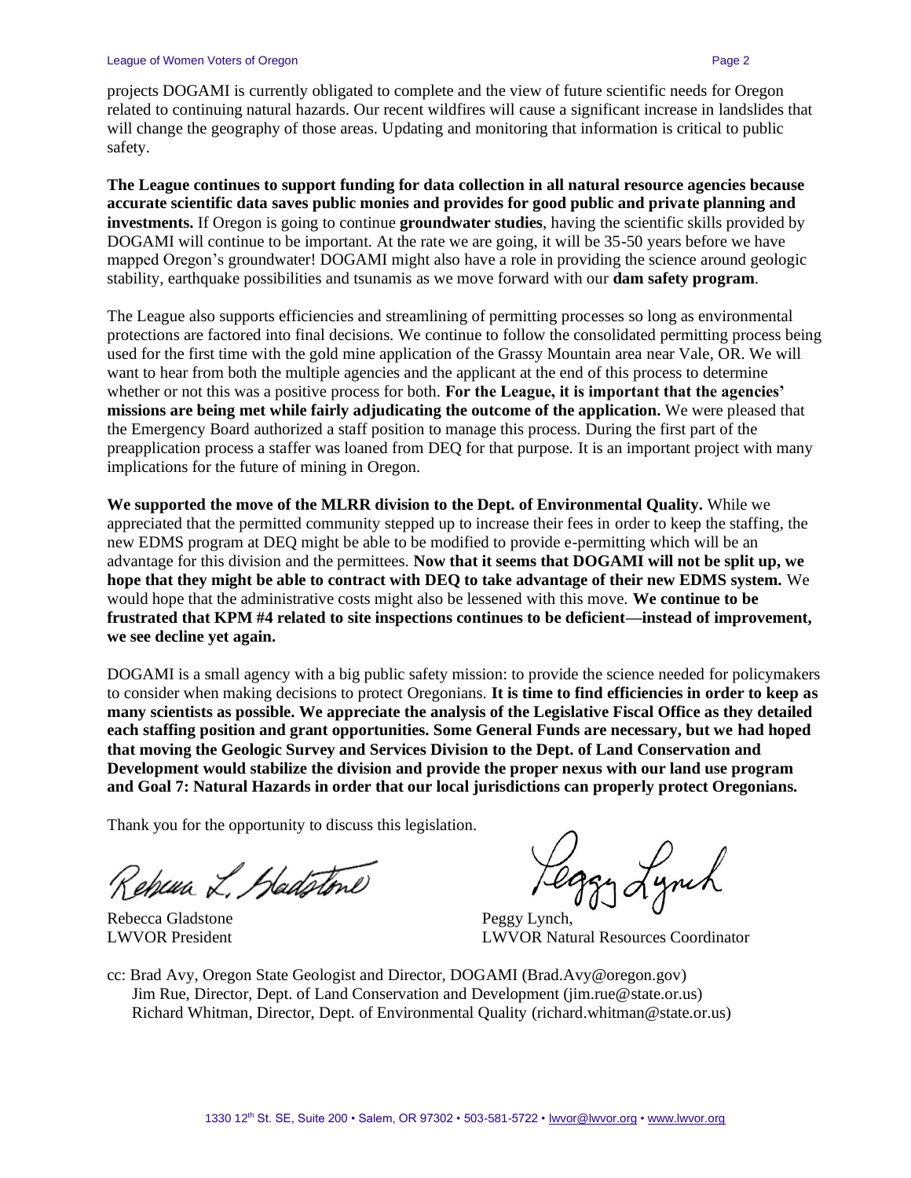projects DOGAMI is currently obligated to complete and the view of future scientific needs for Oregon related to continuing natural hazards. Our recent wildfires will cause a significant increase in landslides that will change the geography of those areas. Updating and monitoring that information is critical to public safety.

**The League continues to support funding for data collection in all natural resource agencies because accurate scientific data saves public monies and provides for good public and private planning and investments.** If Oregon is going to continue **groundwater studies**, having the scientific skills provided by DOGAMI will continue to be important. At the rate we are going, it will be 35-50 years before we have mapped Oregon's groundwater! DOGAMI might also have a role in providing the science around geologic stability, earthquake possibilities and tsunamis as we move forward with our **dam safety program**.

The League also supports efficiencies and streamlining of permitting processes so long as environmental protections are factored into final decisions. We continue to follow the consolidated permitting process being used for the first time with the gold mine application of the Grassy Mountain area near Vale, OR. We will want to hear from both the multiple agencies and the applicant at the end of this process to determine whether or not this was a positive process for both. **For the League, it is important that the agencies' missions are being met while fairly adjudicating the outcome of the application.** We were pleased that the Emergency Board authorized a staff position to manage this process. During the first part of the preapplication process a staffer was loaned from DEQ for that purpose. It is an important project with many implications for the future of mining in Oregon.

**We supported the move of the MLRR division to the Dept. of Environmental Quality.** While we appreciated that the permitted community stepped up to increase their fees in order to keep the staffing, the new EDMS program at DEQ might be able to be modified to provide e-permitting which will be an advantage for this division and the permittees. **Now that it seems that DOGAMI will not be split up, we hope that they might be able to contract with DEQ to take advantage of their new EDMS system.** We would hope that the administrative costs might also be lessened with this move. **We continue to be frustrated that KPM #4 related to site inspections continues to be deficient—instead of improvement, we see decline yet again.**

DOGAMI is a small agency with a big public safety mission: to provide the science needed for policymakers to consider when making decisions to protect Oregonians. **It is time to find efficiencies in order to keep as many scientists as possible. We appreciate the analysis of the Legislative Fiscal Office as they detailed each staffing position and grant opportunities. Some General Funds are necessary, but we had hoped that moving the Geologic Survey and Services Division to the Dept. of Land Conservation and Development would stabilize the division and provide the proper nexus with our land use program and Goal 7: Natural Hazards in order that our local jurisdictions can properly protect Oregonians.**

Thank you for the opportunity to discuss this legislation.

Rebecca Gladstone
LWVOR President

Peggy Lynch,
LWVOR Natural Resources Coordinator

cc: Brad Avy, Oregon State Geologist and Director, DOGAMI (Brad.Avy@oregon.gov)
Jim Rue, Director, Dept. of Land Conservation and Development (jim.rue@state.or.us)
Richard Whitman, Director, Dept. of Environmental Quality (richard.whitman@state.or.us)